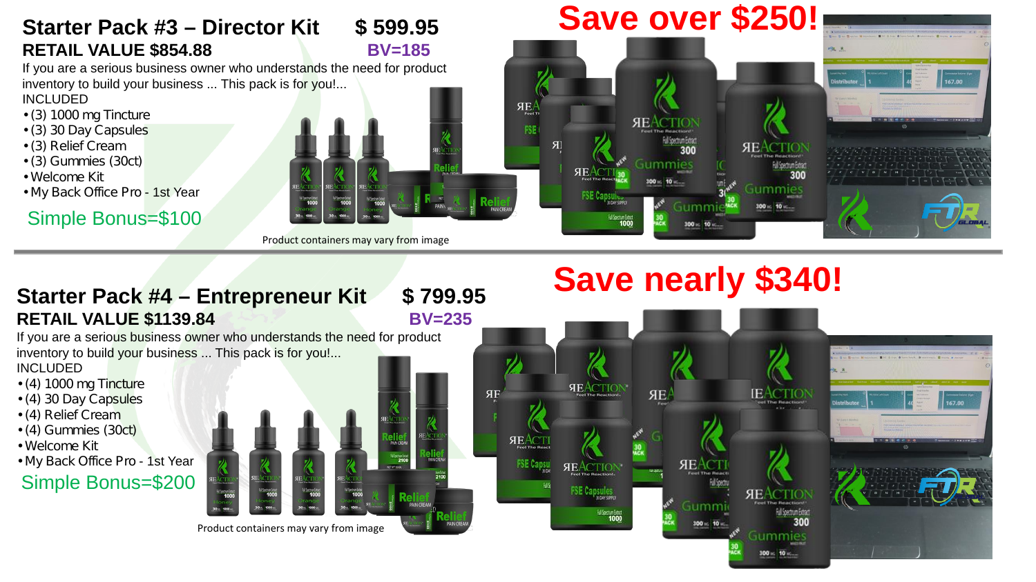## Starter Pack #3 – Director Kit $ 599.95

**RETAIL VALUE $854.88** **BV=185**

If you are a serious business owner who understands the need for product inventory to build your business ... This pack is for you!...

INCLUDED

- (3) 1000 mg Tincture
- (3) 30 Day Capsules
- (3) Relief Cream
- (3) Gummies (30ct)
- Welcome Kit
- My Back Office Pro - 1st Year

Simple Bonus=$100

Product containers may vary from image

**Save over $250!**

---

## Starter Pack #4 – Entrepreneur Kit $ 799.95

**RETAIL VALUE $1139.84** **BV=235**

If you are a serious business owner who understands the need for product inventory to build your business ... This pack is for you!...

INCLUDED

- (4) 1000 mg Tincture
- (4) 30 Day Capsules
- (4) Relief Cream
- (4) Gummies (30ct)
- Welcome Kit
- My Back Office Pro - 1st Year

Simple Bonus=$200

Product containers may vary from image

**Save nearly $340!**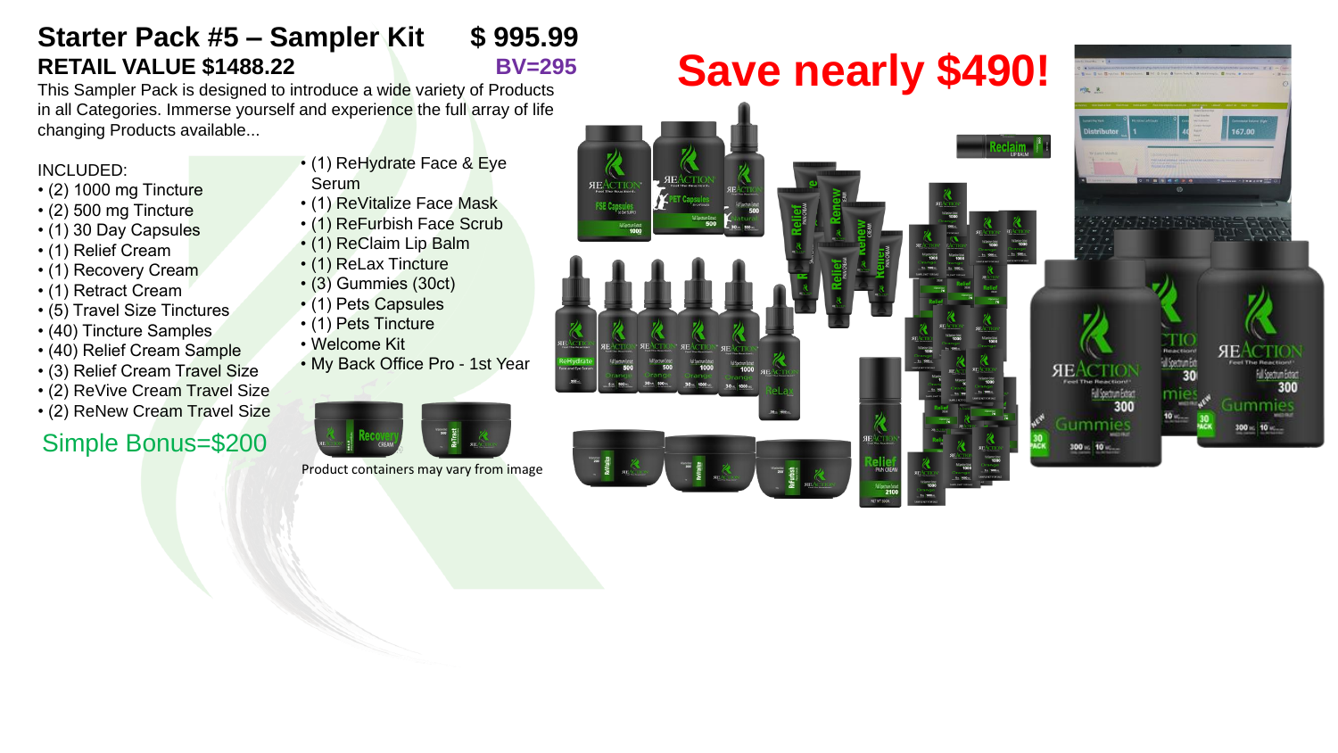# Starter Pack #5 – Sampler Kit $ 995.99

**RETAIL VALUE $1488.22** **BV=295**

This Sampler Pack is designed to introduce a wide variety of Products in all Categories. Immerse yourself and experience the full array of life changing Products available...

**Save nearly $490!**

INCLUDED:

- (2) 1000 mg Tincture
- (2) 500 mg Tincture
- (1) 30 Day Capsules
- (1) Relief Cream
- (1) Recovery Cream
- (1) Retract Cream
- (5) Travel Size Tinctures
- (40) Tincture Samples
- (40) Relief Cream Sample
- (3) Relief Cream Travel Size
- (2) ReVive Cream Travel Size
- (2) ReNew Cream Travel Size
- (1) ReHydrate Face & Eye Serum
- (1) ReVitalize Face Mask
- (1) ReFurbish Face Scrub
- (1) ReClaim Lip Balm
- (1) ReLax Tincture
- (3) Gummies (30ct)
- (1) Pets Capsules
- (1) Pets Tincture
- Welcome Kit
- My Back Office Pro - 1st Year

Simple Bonus=$200

Product containers may vary from image